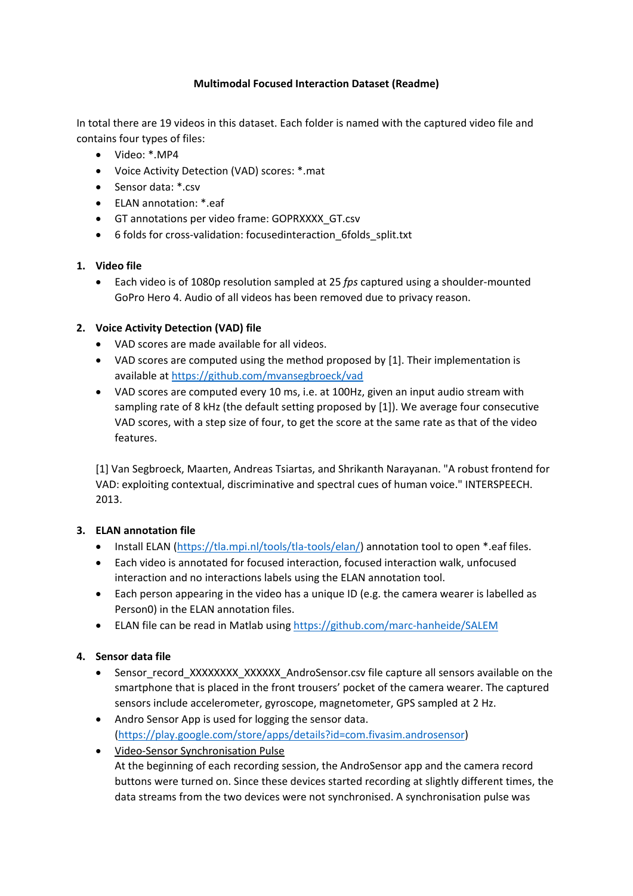# Multimodal Focused Interaction Dataset (Readme)

In total there are 19 videos in this dataset. Each folder is named with the captured video file and contains four types of files:

- Video: *.MP4
- Voice Activity Detection (VAD) scores: *.mat
- Sensor data: *.csv
- ELAN annotation: *.eaf
- GT annotations per video frame: GOPRXXXX_GT.csv
- 6 folds for cross-validation: focusedinteraction_6folds_split.txt

## 1. Video file

- Each video is of 1080p resolution sampled at 25 *fps* captured using a shoulder-mounted GoPro Hero 4. Audio of all videos has been removed due to privacy reason.

## 2. Voice Activity Detection (VAD) file

- VAD scores are made available for all videos.
- VAD scores are computed using the method proposed by [1]. Their implementation is available at https://github.com/mvansegbroeck/vad
- VAD scores are computed every 10 ms, i.e. at 100Hz, given an input audio stream with sampling rate of 8 kHz (the default setting proposed by [1]). We average four consecutive VAD scores, with a step size of four, to get the score at the same rate as that of the video features.

[1] Van Segbroeck, Maarten, Andreas Tsiartas, and Shrikanth Narayanan. "A robust frontend for VAD: exploiting contextual, discriminative and spectral cues of human voice." INTERSPEECH. 2013.

## 3. ELAN annotation file

- Install ELAN (https://tla.mpi.nl/tools/tla-tools/elan/) annotation tool to open *.eaf files.
- Each video is annotated for focused interaction, focused interaction walk, unfocused interaction and no interactions labels using the ELAN annotation tool.
- Each person appearing in the video has a unique ID (e.g. the camera wearer is labelled as Person0) in the ELAN annotation files.
- ELAN file can be read in Matlab using https://github.com/marc-hanheide/SALEM

## 4. Sensor data file

- Sensor_record_XXXXXXXX_XXXXXX_AndroSensor.csv file capture all sensors available on the smartphone that is placed in the front trousers' pocket of the camera wearer. The captured sensors include accelerometer, gyroscope, magnetometer, GPS sampled at 2 Hz.
- Andro Sensor App is used for logging the sensor data. (https://play.google.com/store/apps/details?id=com.fivasim.androsensor)
- <u>Video-Sensor Synchronisation Pulse</u>
  At the beginning of each recording session, the AndroSensor app and the camera record buttons were turned on. Since these devices started recording at slightly different times, the data streams from the two devices were not synchronised. A synchronisation pulse was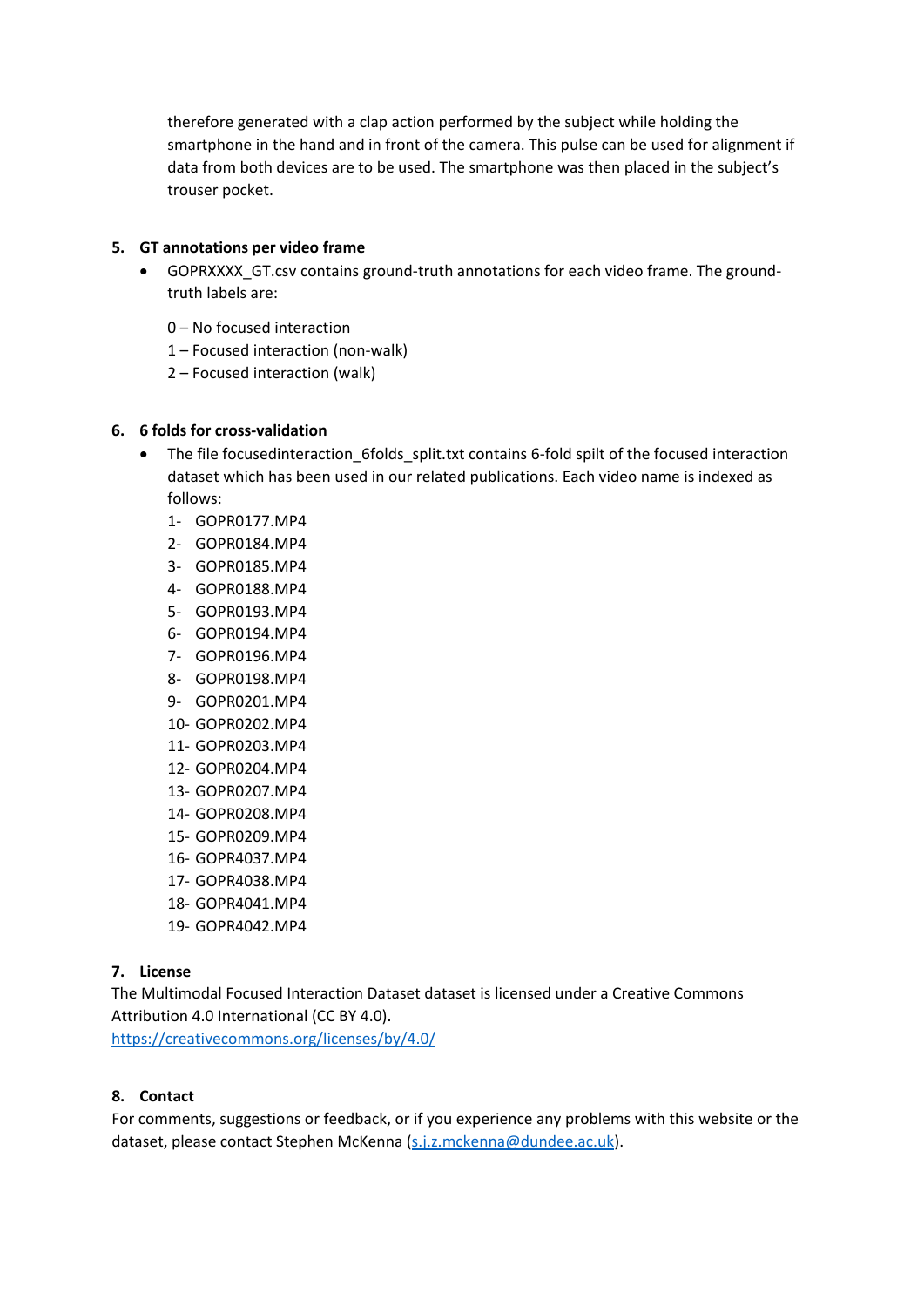therefore generated with a clap action performed by the subject while holding the smartphone in the hand and in front of the camera. This pulse can be used for alignment if data from both devices are to be used. The smartphone was then placed in the subject's trouser pocket.

## 5. GT annotations per video frame

- GOPRXXXX_GT.csv contains ground-truth annotations for each video frame. The ground-truth labels are:

  0 – No focused interaction
  1 – Focused interaction (non-walk)
  2 – Focused interaction (walk)

## 6. 6 folds for cross-validation

- The file focusedinteraction_6folds_split.txt contains 6-fold spilt of the focused interaction dataset which has been used in our related publications. Each video name is indexed as follows:

  1- GOPR0177.MP4
  2- GOPR0184.MP4
  3- GOPR0185.MP4
  4- GOPR0188.MP4
  5- GOPR0193.MP4
  6- GOPR0194.MP4
  7- GOPR0196.MP4
  8- GOPR0198.MP4
  9- GOPR0201.MP4
  10- GOPR0202.MP4
  11- GOPR0203.MP4
  12- GOPR0204.MP4
  13- GOPR0207.MP4
  14- GOPR0208.MP4
  15- GOPR0209.MP4
  16- GOPR4037.MP4
  17- GOPR4038.MP4
  18- GOPR4041.MP4
  19- GOPR4042.MP4

## 7. License

The Multimodal Focused Interaction Dataset dataset is licensed under a Creative Commons Attribution 4.0 International (CC BY 4.0).
https://creativecommons.org/licenses/by/4.0/

## 8. Contact

For comments, suggestions or feedback, or if you experience any problems with this website or the dataset, please contact Stephen McKenna (s.j.z.mckenna@dundee.ac.uk).